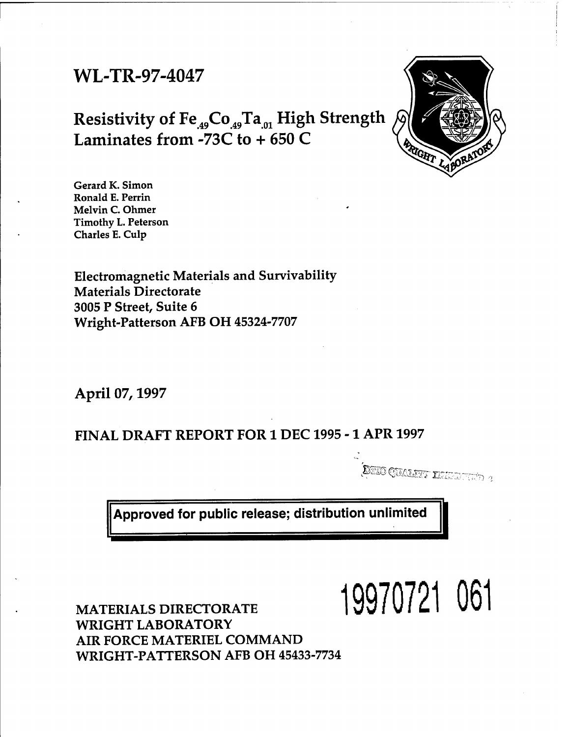# WL-TR-97-4047

## Resistivity of $Fe_{.49}Co_{.49}Ta_{.01}$ High Strength Laminates from -73C to + 650 C

Gerard K. Simon
Ronald E. Perrin
Melvin C. Ohmer
Timothy L. Peterson
Charles E. Culp

Electromagnetic Materials and Survivability
Materials Directorate
3005 P Street, Suite 6
Wright-Patterson AFB OH 45324-7707

April 07, 1997

FINAL DRAFT REPORT FOR 1 DEC 1995 - 1 APR 1997

DTIC QUALITY INSPECTED 4

**Approved for public release; distribution unlimited**

MATERIALS DIRECTORATE
WRIGHT LABORATORY
AIR FORCE MATERIEL COMMAND
WRIGHT-PATTERSON AFB OH 45433-7734

19970721 061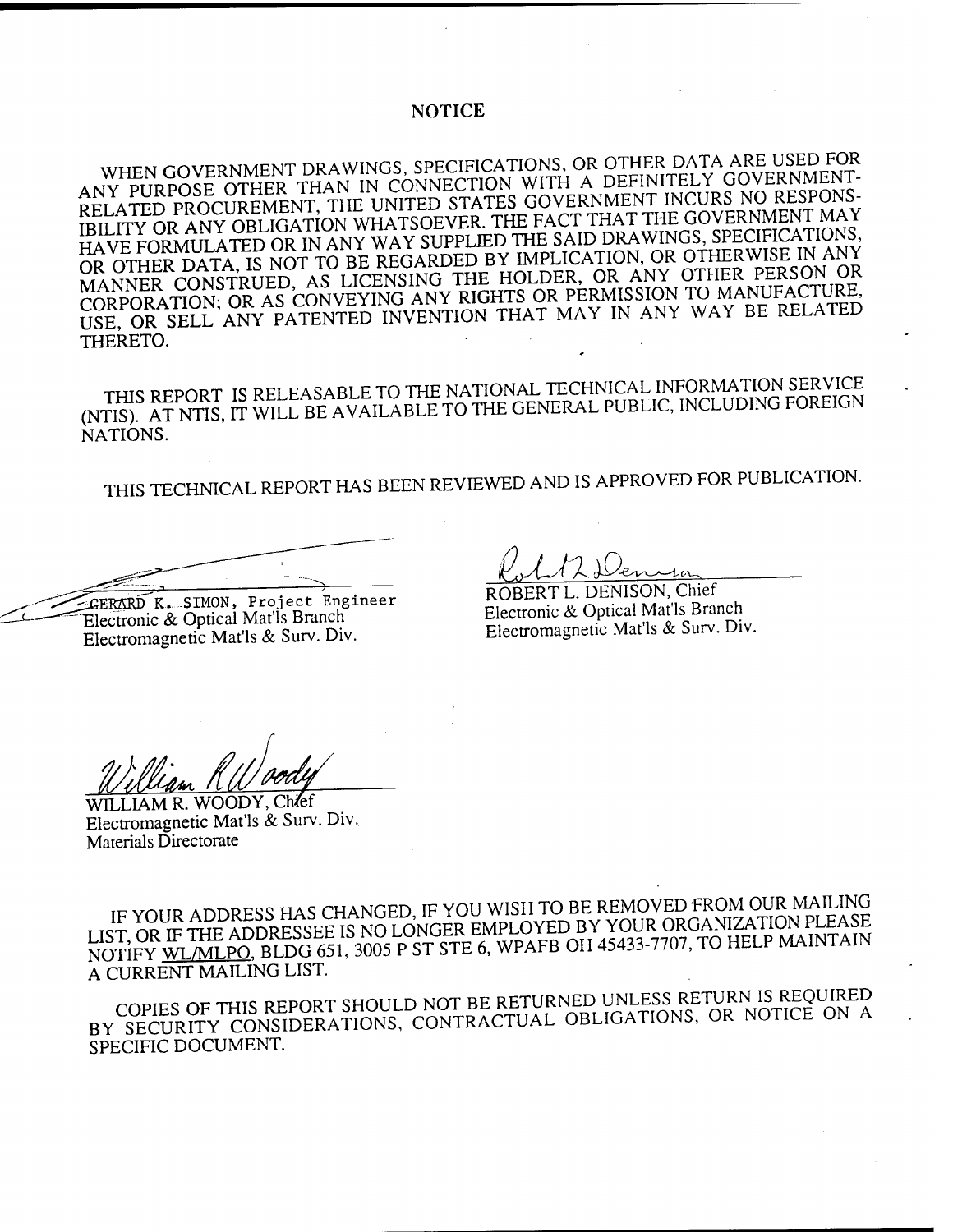## NOTICE

WHEN GOVERNMENT DRAWINGS, SPECIFICATIONS, OR OTHER DATA ARE USED FOR ANY PURPOSE OTHER THAN IN CONNECTION WITH A DEFINITELY GOVERNMENT-RELATED PROCUREMENT, THE UNITED STATES GOVERNMENT INCURS NO RESPONSIBILITY OR ANY OBLIGATION WHATSOEVER. THE FACT THAT THE GOVERNMENT MAY HAVE FORMULATED OR IN ANY WAY SUPPLIED THE SAID DRAWINGS, SPECIFICATIONS, OR OTHER DATA, IS NOT TO BE REGARDED BY IMPLICATION, OR OTHERWISE IN ANY MANNER CONSTRUED, AS LICENSING THE HOLDER, OR ANY OTHER PERSON OR CORPORATION; OR AS CONVEYING ANY RIGHTS OR PERMISSION TO MANUFACTURE, USE, OR SELL ANY PATENTED INVENTION THAT MAY IN ANY WAY BE RELATED THERETO.

THIS REPORT IS RELEASABLE TO THE NATIONAL TECHNICAL INFORMATION SERVICE (NTIS). AT NTIS, IT WILL BE AVAILABLE TO THE GENERAL PUBLIC, INCLUDING FOREIGN NATIONS.

THIS TECHNICAL REPORT HAS BEEN REVIEWED AND IS APPROVED FOR PUBLICATION.

GERARD K. SIMON, Project Engineer
Electronic & Optical Mat'ls Branch
Electromagnetic Mat'ls & Surv. Div.

ROBERT L. DENISON, Chief
Electronic & Optical Mat'ls Branch
Electromagnetic Mat'ls & Surv. Div.

WILLIAM R. WOODY, Chief
Electromagnetic Mat'ls & Surv. Div.
Materials Directorate

IF YOUR ADDRESS HAS CHANGED, IF YOU WISH TO BE REMOVED FROM OUR MAILING LIST, OR IF THE ADDRESSEE IS NO LONGER EMPLOYED BY YOUR ORGANIZATION PLEASE NOTIFY WL/MLPO, BLDG 651, 3005 P ST STE 6, WPAFB OH 45433-7707, TO HELP MAINTAIN A CURRENT MAILING LIST.

COPIES OF THIS REPORT SHOULD NOT BE RETURNED UNLESS RETURN IS REQUIRED BY SECURITY CONSIDERATIONS, CONTRACTUAL OBLIGATIONS, OR NOTICE ON A SPECIFIC DOCUMENT.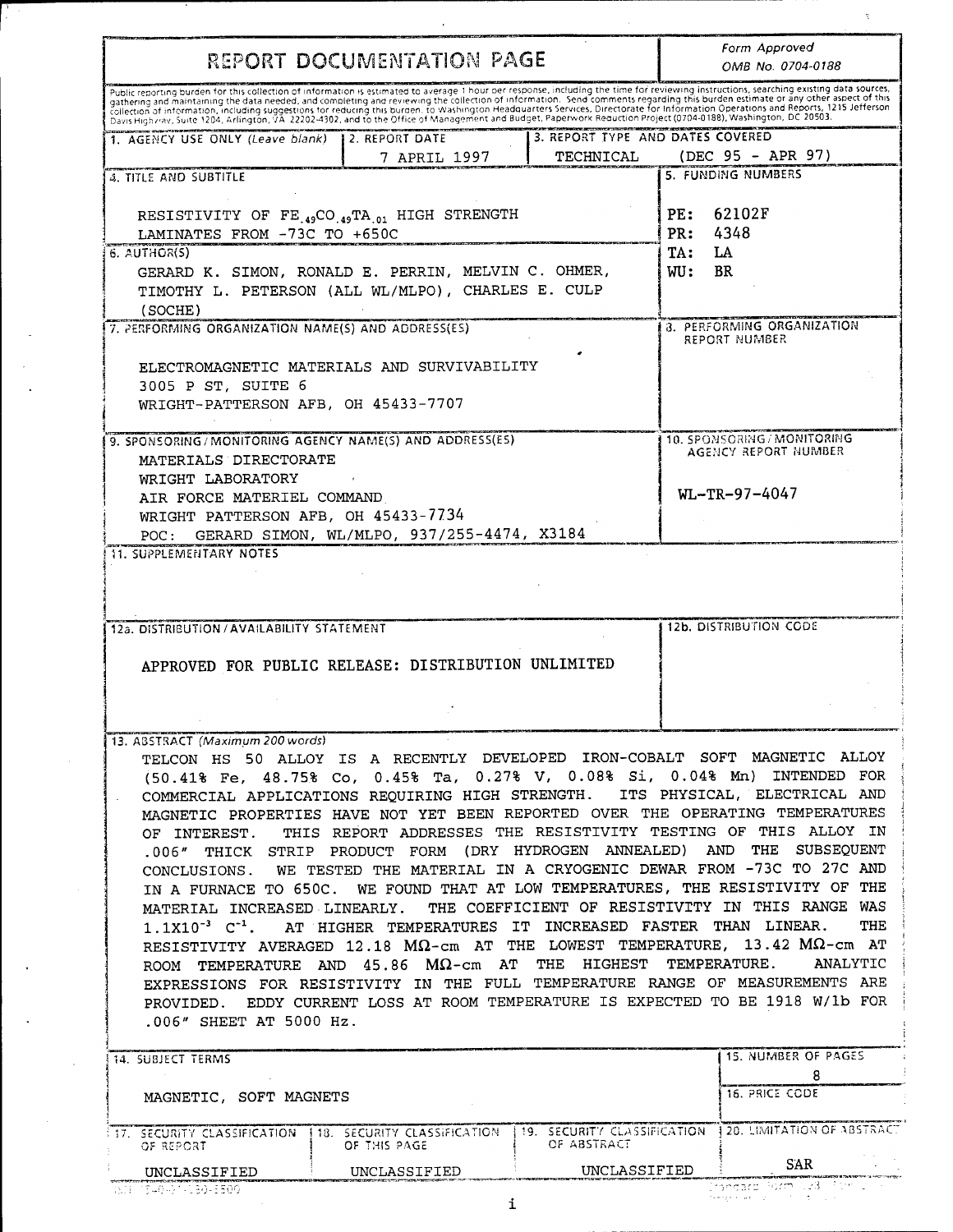# REPORT DOCUMENTATION PAGE

*Form Approved*
*OMB No. 0704-0188*

Public reporting burden for this collection of information is estimated to average 1 hour per response, including the time for reviewing instructions, searching existing data sources, gathering and maintaining the data needed, and completing and reviewing the collection of information. Send comments regarding this burden estimate or any other aspect of this collection of information, including suggestions for reducing this burden, to Washington Headquarters Services, Directorate for Information Operations and Reports, 1215 Jefferson Davis Highway, Suite 1204, Arlington, VA 22202-4302, and to the Office of Management and Budget, Paperwork Reduction Project (0704-0188), Washington, DC 20503.

| 1. AGENCY USE ONLY (Leave blank) | 2. REPORT DATE | 3. REPORT TYPE AND DATES COVERED |
|---|---|---|
| | 7 APRIL 1997 | TECHNICAL (DEC 95 - APR 97) |

**4. TITLE AND SUBTITLE**

RESISTIVITY OF $FE_{.49}CO_{.49}TA_{.01}$ HIGH STRENGTH LAMINATES FROM -73C TO +650C

**5. FUNDING NUMBERS**

PE: 62102F
PR: 4348
TA: LA
WU: BR

**6. AUTHOR(S)**

GERARD K. SIMON, RONALD E. PERRIN, MELVIN C. OHMER, TIMOTHY L. PETERSON (ALL WL/MLPO), CHARLES E. CULP (SOCHE)

**7. PERFORMING ORGANIZATION NAME(S) AND ADDRESS(ES)**

ELECTROMAGNETIC MATERIALS AND SURVIVABILITY
3005 P ST, SUITE 6
WRIGHT-PATTERSON AFB, OH 45433-7707

**8. PERFORMING ORGANIZATION REPORT NUMBER**

**9. SPONSORING/MONITORING AGENCY NAME(S) AND ADDRESS(ES)**

MATERIALS DIRECTORATE
WRIGHT LABORATORY
AIR FORCE MATERIEL COMMAND
WRIGHT PATTERSON AFB, OH 45433-7734
POC: GERARD SIMON, WL/MLPO, 937/255-4474, X3184

**10. SPONSORING/MONITORING AGENCY REPORT NUMBER**

WL-TR-97-4047

**11. SUPPLEMENTARY NOTES**

**12a. DISTRIBUTION/AVAILABILITY STATEMENT**

APPROVED FOR PUBLIC RELEASE: DISTRIBUTION UNLIMITED

**12b. DISTRIBUTION CODE**

**13. ABSTRACT** *(Maximum 200 words)*

TELCON HS 50 ALLOY IS A RECENTLY DEVELOPED IRON-COBALT SOFT MAGNETIC ALLOY (50.41% Fe, 48.75% Co, 0.45% Ta, 0.27% V, 0.08% Si, 0.04% Mn) INTENDED FOR COMMERCIAL APPLICATIONS REQUIRING HIGH STRENGTH. ITS PHYSICAL, ELECTRICAL AND MAGNETIC PROPERTIES HAVE NOT YET BEEN REPORTED OVER THE OPERATING TEMPERATURES OF INTEREST. THIS REPORT ADDRESSES THE RESISTIVITY TESTING OF THIS ALLOY IN .006" THICK STRIP PRODUCT FORM (DRY HYDROGEN ANNEALED) AND THE SUBSEQUENT CONCLUSIONS. WE TESTED THE MATERIAL IN A CRYOGENIC DEWAR FROM -73C TO 27C AND IN A FURNACE TO 650C. WE FOUND THAT AT LOW TEMPERATURES, THE RESISTIVITY OF THE MATERIAL INCREASED LINEARLY. THE COEFFICIENT OF RESISTIVITY IN THIS RANGE WAS $1.1\text{X}10^{-3}$ $C^{-1}$. AT HIGHER TEMPERATURES IT INCREASED FASTER THAN LINEAR. THE RESISTIVITY AVERAGED 12.18 MΩ-cm AT THE LOWEST TEMPERATURE, 13.42 MΩ-cm AT ROOM TEMPERATURE AND 45.86 MΩ-cm AT THE HIGHEST TEMPERATURE. ANALYTIC EXPRESSIONS FOR RESISTIVITY IN THE FULL TEMPERATURE RANGE OF MEASUREMENTS ARE PROVIDED. EDDY CURRENT LOSS AT ROOM TEMPERATURE IS EXPECTED TO BE 1918 W/lb FOR .006" SHEET AT 5000 Hz.

| 14. SUBJECT TERMS | 15. NUMBER OF PAGES |
|---|---|
| MAGNETIC, SOFT MAGNETS | 8 |
| | 16. PRICE CODE |

| 17. SECURITY CLASSIFICATION OF REPORT | 18. SECURITY CLASSIFICATION OF THIS PAGE | 19. SECURITY CLASSIFICATION OF ABSTRACT | 20. LIMITATION OF ABSTRACT |
|---|---|---|---|
| UNCLASSIFIED | UNCLASSIFIED | UNCLASSIFIED | SAR |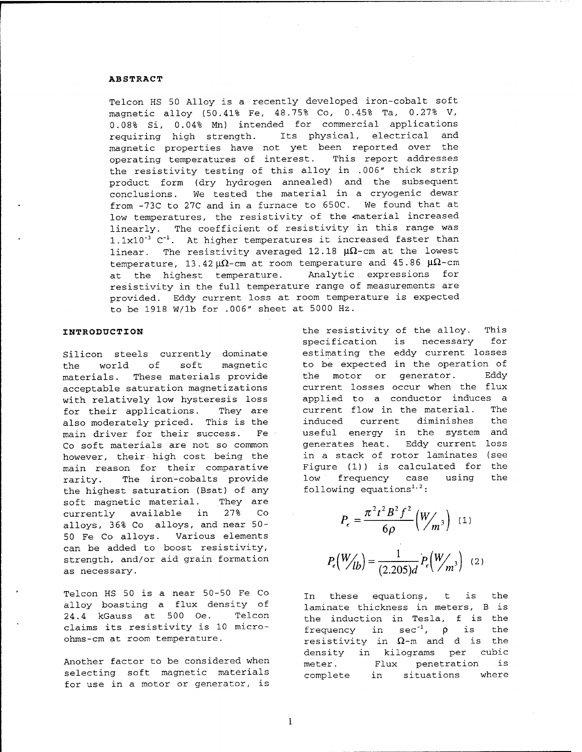## ABSTRACT

Telcon HS 50 Alloy is a recently developed iron-cobalt soft magnetic alloy (50.41% Fe, 48.75% Co, 0.45% Ta, 0.27% V, 0.08% Si, 0.04% Mn) intended for commercial applications requiring high strength. Its physical, electrical and magnetic properties have not yet been reported over the operating temperatures of interest. This report addresses the resistivity testing of this alloy in .006″ thick strip product form (dry hydrogen annealed) and the subsequent conclusions. We tested the material in a cryogenic dewar from -73C to 27C and in a furnace to 650C. We found that at low temperatures, the resistivity of the material increased linearly. The coefficient of resistivity in this range was $1.1 \times 10^{-3}$ $C^{-1}$. At higher temperatures it increased faster than linear. The resistivity averaged 12.18 μΩ-cm at the lowest temperature, 13.42 μΩ-cm at room temperature and 45.86 μΩ-cm at the highest temperature. Analytic expressions for resistivity in the full temperature range of measurements are provided. Eddy current loss at room temperature is expected to be 1918 W/lb for .006″ sheet at 5000 Hz.

## INTRODUCTION

Silicon steels currently dominate the world of soft magnetic materials. These materials provide acceptable saturation magnetizations with relatively low hysteresis loss for their applications. They are also moderately priced. This is the main driver for their success. Fe Co soft materials are not so common however, their high cost being the main reason for their comparative rarity. The iron-cobalts provide the highest saturation (Bsat) of any soft magnetic material. They are currently available in 27% Co alloys, 36% Co alloys, and near 50-50 Fe Co alloys. Various elements can be added to boost resistivity, strength, and/or aid grain formation as necessary.

Telcon HS 50 is a near 50-50 Fe Co alloy boasting a flux density of 24.4 kGauss at 500 Oe. Telcon claims its resistivity is 10 micro-ohms-cm at room temperature.

Another factor to be considered when selecting soft magnetic materials for use in a motor or generator, is the resistivity of the alloy. This specification is necessary for estimating the eddy current losses to be expected in the operation of the motor or generator. Eddy current losses occur when the flux applied to a conductor induces a current flow in the material. The induced current diminishes the useful energy in the system and generates heat. Eddy current loss in a stack of rotor laminates (see Figure (1)) is calculated for the low frequency case using the following equations[1,2]:

$$P_e = \frac{\pi^2 t^2 B^2 f^2}{6\rho} \left( W/_{m^3} \right) \quad (1)$$

$$P_e\left( W/_{lb} \right) = \frac{1}{(2.205)d} P_e\left( W/_{m^3} \right) \quad (2)$$

In these equations, t is the laminate thickness in meters, B is the induction in Tesla, f is the frequency in $\sec^{-1}$, ρ is the resistivity in Ω-m and d is the density in kilograms per cubic meter. Flux penetration is complete in situations where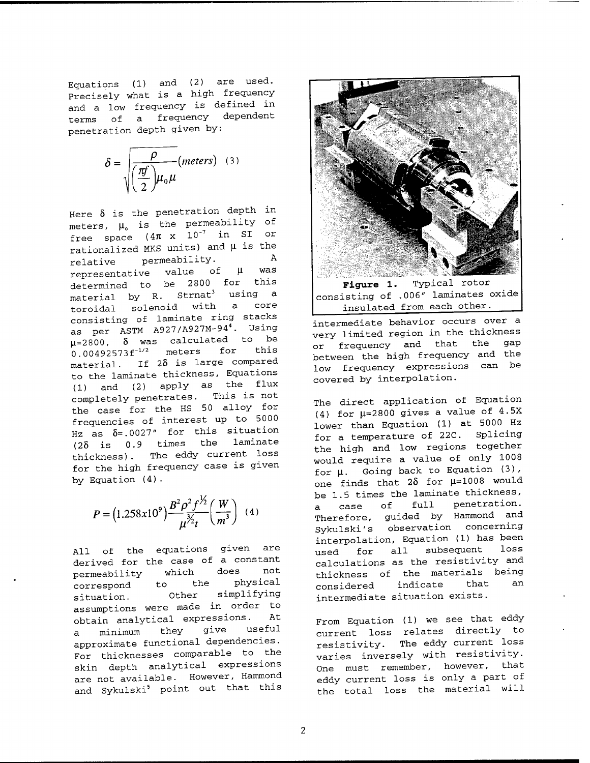Equations (1) and (2) are used. Precisely what is a high frequency and a low frequency is defined in terms of a frequency dependent penetration depth given by:

$$\delta = \sqrt{\frac{\rho}{\left(\frac{\pi f}{2}\right)\mu_0 \mu}} (meters) \quad (3)$$

Here $\delta$ is the penetration depth in meters, $\mu_o$ is the permeability of free space ($4\pi \times 10^{-7}$ in SI or rationalized MKS units) and $\mu$ is the relative permeability. A representative value of $\mu$ was determined to be 2800 for this material by R. Strnat[3] using a toroidal solenoid with a core consisting of laminate ring stacks as per ASTM A927/A927M-94[4]. Using $\mu$=2800, $\delta$ was calculated to be $0.00492573f^{-1/2}$ meters for this material. If $2\delta$ is large compared to the laminate thickness, Equations (1) and (2) apply as the flux completely penetrates. This is not the case for the HS 50 alloy for frequencies of interest up to 5000 Hz as $\delta$=.0027" for this situation ($2\delta$ is 0.9 times the laminate thickness). The eddy current loss for the high frequency case is given by Equation (4).

$$P = \left(1.258x10^9\right)\frac{B^2\rho^2 f^{1/2}}{\mu^{3/2} t}\left(\frac{W}{m^3}\right) \quad (4)$$

All of the equations given are derived for the case of a constant permeability which does not correspond to the physical situation. Other simplifying assumptions were made in order to obtain analytical expressions. At a minimum they give useful approximate functional dependencies. For thicknesses comparable to the skin depth analytical expressions are not available. However, Hammond and Sykulski[5] point out that this intermediate behavior occurs over a very limited region in the thickness or frequency and that the gap between the high frequency and the low frequency expressions can be covered by interpolation.

**Figure 1.** Typical rotor consisting of .006" laminates oxide insulated from each other.

The direct application of Equation (4) for $\mu$=2800 gives a value of 4.5X lower than Equation (1) at 5000 Hz for a temperature of 22C. Splicing the high and low regions together would require a value of only 1008 for $\mu$. Going back to Equation (3), one finds that $2\delta$ for $\mu$=1008 would be 1.5 times the laminate thickness, a case of full penetration. Therefore, guided by Hammond and Sykulski's observation concerning interpolation, Equation (1) has been used for all subsequent loss calculations as the resistivity and thickness of the materials being considered indicate that an intermediate situation exists.

From Equation (1) we see that eddy current loss relates directly to resistivity. The eddy current loss varies inversely with resistivity. One must remember, however, that eddy current loss is only a part of the total loss the material will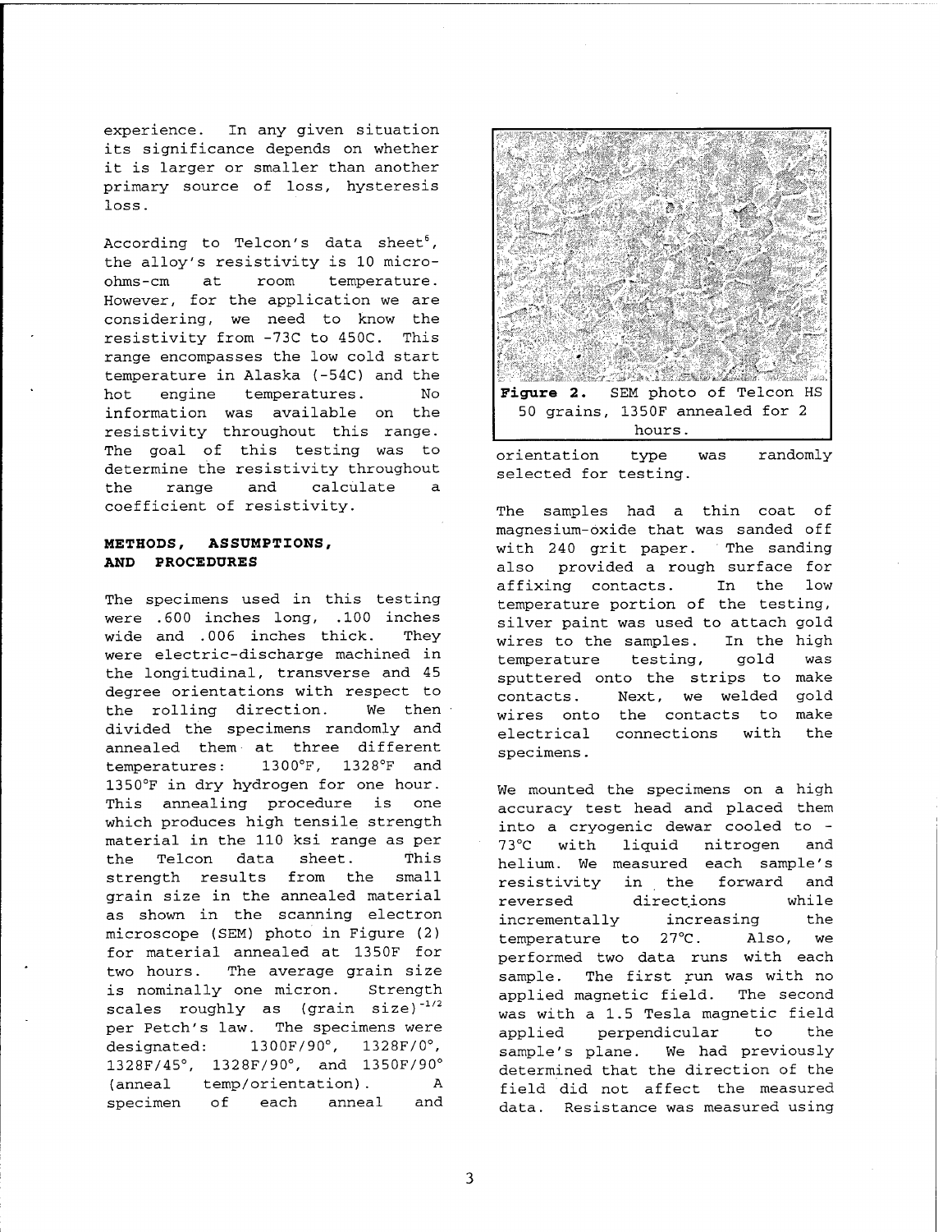experience. In any given situation its significance depends on whether it is larger or smaller than another primary source of loss, hysteresis loss.

According to Telcon's data sheet[5], the alloy's resistivity is 10 micro-ohms-cm at room temperature. However, for the application we are considering, we need to know the resistivity from -73C to 450C. This range encompasses the low cold start temperature in Alaska (-54C) and the hot engine temperatures. No information was available on the resistivity throughout this range. The goal of this testing was to determine the resistivity throughout the range and calculate a coefficient of resistivity.

## METHODS, ASSUMPTIONS, AND PROCEDURES

The specimens used in this testing were .600 inches long, .100 inches wide and .006 inches thick. They were electric-discharge machined in the longitudinal, transverse and 45 degree orientations with respect to the rolling direction. We then divided the specimens randomly and annealed them at three different temperatures: 1300°F, 1328°F and 1350°F in dry hydrogen for one hour. This annealing procedure is one which produces high tensile strength material in the 110 ksi range as per the Telcon data sheet. This strength results from the small grain size in the annealed material as shown in the scanning electron microscope (SEM) photo in Figure (2) for material annealed at 1350F for two hours. The average grain size is nominally one micron. Strength scales roughly as $(\text{grain size})^{-1/2}$ per Petch's law. The specimens were designated: 1300F/90°, 1328F/0°, 1328F/45°, 1328F/90°, and 1350F/90° (anneal temp/orientation). A specimen of each anneal and orientation type was randomly selected for testing.

**Figure 2.** SEM photo of Telcon HS 50 grains, 1350F annealed for 2 hours.

The samples had a thin coat of magnesium-oxide that was sanded off with 240 grit paper. The sanding also provided a rough surface for affixing contacts. In the low temperature portion of the testing, silver paint was used to attach gold wires to the samples. In the high temperature testing, gold was sputtered onto the strips to make contacts. Next, we welded gold wires onto the contacts to make electrical connections with the specimens.

We mounted the specimens on a high accuracy test head and placed them into a cryogenic dewar cooled to -73°C with liquid nitrogen and helium. We measured each sample's resistivity in the forward and reversed directions while incrementally increasing the temperature to 27°C. Also, we performed two data runs with each sample. The first run was with no applied magnetic field. The second was with a 1.5 Tesla magnetic field applied perpendicular to the sample's plane. We had previously determined that the direction of the field did not affect the measured data. Resistance was measured using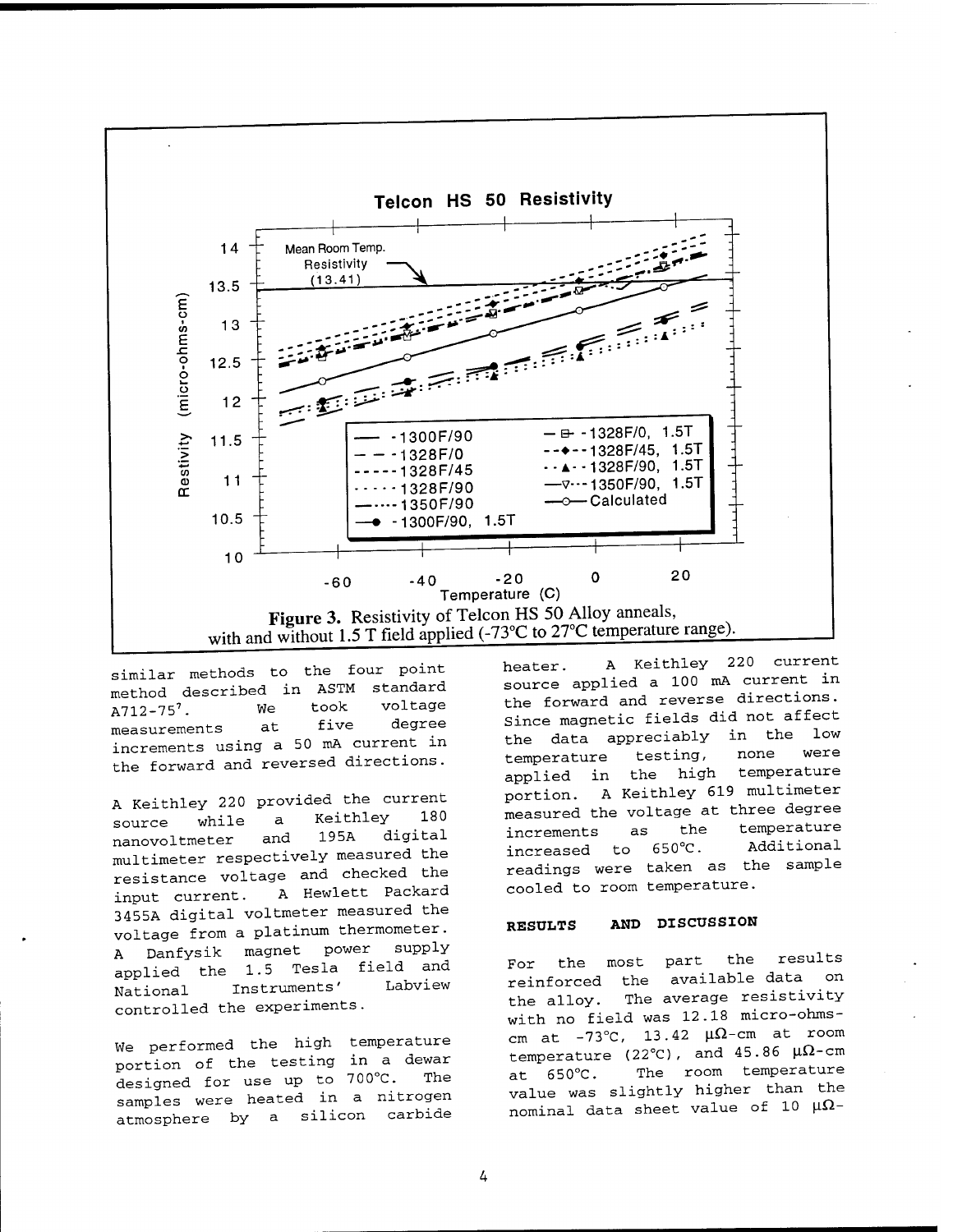**Figure 3.** Resistivity of Telcon HS 50 Alloy anneals, with and without 1.5 T field applied (-73°C to 27°C temperature range).

similar methods to the four point method described in ASTM standard A712-75[7]. We took voltage measurements at five degree increments using a 50 mA current in the forward and reversed directions.

A Keithley 220 provided the current source while a Keithley 180 nanovoltmeter and 195A digital multimeter respectively measured the resistance voltage and checked the input current. A Hewlett Packard 3455A digital voltmeter measured the voltage from a platinum thermometer. A Danfysik magnet power supply applied the 1.5 Tesla field and National Instruments' Labview controlled the experiments.

We performed the high temperature portion of the testing in a dewar designed for use up to 700°C. The samples were heated in a nitrogen atmosphere by a silicon carbide heater. A Keithley 220 current source applied a 100 mA current in the forward and reverse directions. Since magnetic fields did not affect the data appreciably in the low temperature testing, none were applied in the high temperature portion. A Keithley 619 multimeter measured the voltage at three degree increments as the temperature increased to 650°C. Additional readings were taken as the sample cooled to room temperature.

## RESULTS AND DISCUSSION

For the most part the results reinforced the available data on the alloy. The average resistivity with no field was 12.18 micro-ohms-cm at -73°C, 13.42 μΩ-cm at room temperature (22°C), and 45.86 μΩ-cm at 650°C. The room temperature value was slightly higher than the nominal data sheet value of 10 μΩ-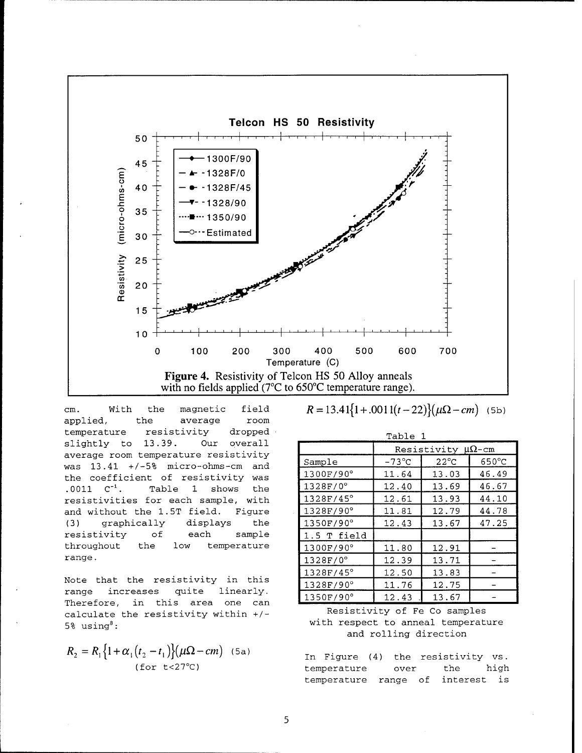**Figure 4.** Resistivity of Telcon HS 50 Alloy anneals with no fields applied (7°C to 650°C temperature range).

cm. With the magnetic field applied, the average room temperature resistivity dropped slightly to 13.39. Our overall average room temperature resistivity was 13.41 +/-5% micro-ohms-cm and the coefficient of resistivity was .0011 $C^{-1}$. Table 1 shows the resistivities for each sample, with and without the 1.5T field. Figure (3) graphically displays the resistivity of each sample throughout the low temperature range.

Note that the resistivity in this range increases quite linearly. Therefore, in this area one can calculate the resistivity within +/- 5% using[8]:

$$R_2 = R_1\{1+\alpha_1(t_2 - t_1)\}(\mu\Omega - cm) \quad \text{(5a)}$$

(for t<27°C)

$$R = 13.41\{1+.0011(t-22)\}(\mu\Omega - cm) \quad \text{(5b)}$$

Table 1

| | Resistivity $\mu\Omega$-cm | | |
|---|---|---|---|
| Sample | -73°C | 22°C | 650°C |
| 1300F/90° | 11.64 | 13.03 | 46.49 |
| 1328F/0° | 12.40 | 13.69 | 46.67 |
| 1328F/45° | 12.61 | 13.93 | 44.10 |
| 1328F/90° | 11.81 | 12.79 | 44.78 |
| 1350F/90° | 12.43 | 13.67 | 47.25 |
| 1.5 T field | | | |
| 1300F/90° | 11.80 | 12.91 | - |
| 1328F/0° | 12.39 | 13.71 | - |
| 1328F/45° | 12.50 | 13.83 | - |
| 1328F/90° | 11.76 | 12.75 | - |
| 1350F/90° | 12.43 | 13.67 | - |

Resistivity of Fe Co samples with respect to anneal temperature and rolling direction

In Figure (4) the resistivity vs. temperature over the high temperature range of interest is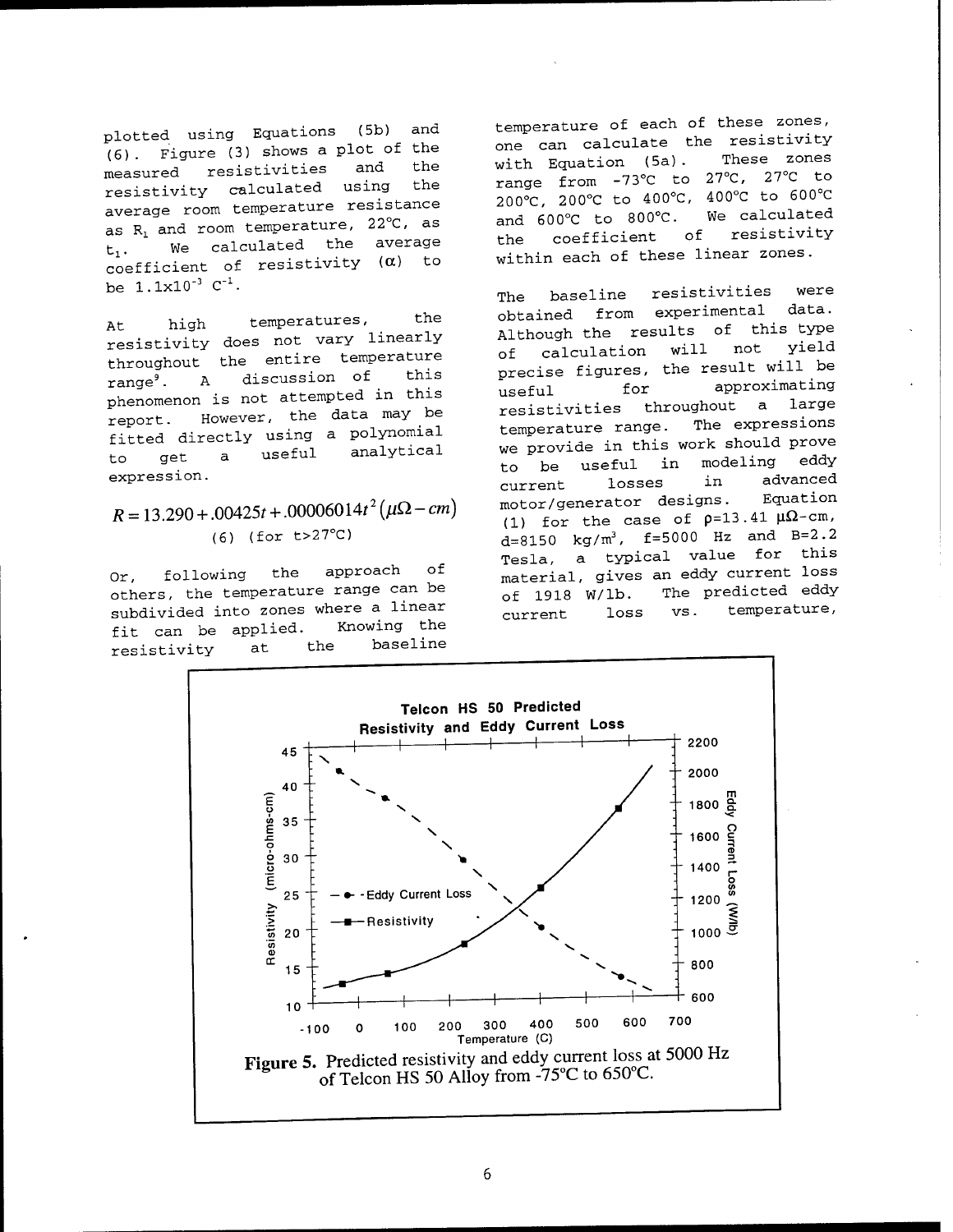plotted using Equations (5b) and (6). Figure (3) shows a plot of the measured resistivities and the resistivity calculated using the average room temperature resistance as $R_1$ and room temperature, 22°C, as $t_1$. We calculated the average coefficient of resistivity ($\alpha$) to be $1.1 \times 10^{-3}\ C^{-1}$.

At high temperatures, the resistivity does not vary linearly throughout the entire temperature range[9]. A discussion of this phenomenon is not attempted in this report. However, the data may be fitted directly using a polynomial to get a useful analytical expression.

$$R = 13.290 + .00425t + .00006014t^2 \left(\mu\Omega - cm\right)$$

(6) (for t>27°C)

Or, following the approach of others, the temperature range can be subdivided into zones where a linear fit can be applied. Knowing the resistivity at the baseline temperature of each of these zones, one can calculate the resistivity with Equation (5a). These zones range from -73°C to 27°C, 27°C to 200°C, 200°C to 400°C, 400°C to 600°C and 600°C to 800°C. We calculated the coefficient of resistivity within each of these linear zones.

The baseline resistivities were obtained from experimental data. Although the results of this type of calculation will not yield precise figures, the result will be useful for approximating resistivities throughout a large temperature range. The expressions we provide in this work should prove to be useful in modeling eddy current losses in advanced motor/generator designs. Equation (1) for the case of $\rho$=13.41 $\mu\Omega$-cm, d=8150 kg/m$^3$, f=5000 Hz and B=2.2 Tesla, a typical value for this material, gives an eddy current loss of 1918 W/lb. The predicted eddy current loss vs. temperature,

**Figure 5.** Predicted resistivity and eddy current loss at 5000 Hz of Telcon HS 50 Alloy from -75°C to 650°C.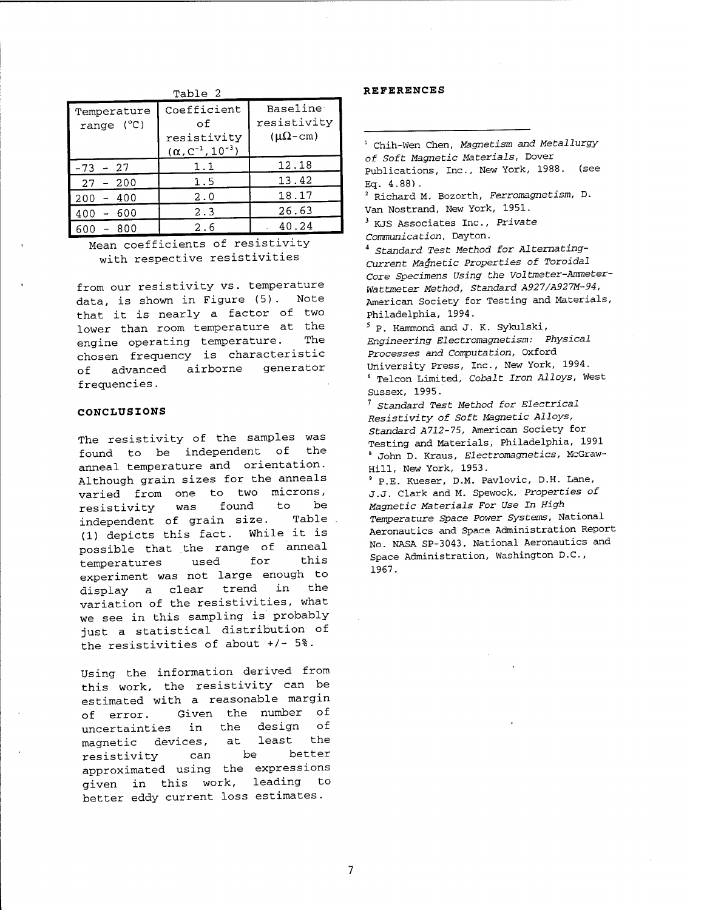Table 2

| Temperature range (°C) | Coefficient of resistivity ($\alpha, C^{-1}, 10^{-3}$) | Baseline resistivity ($\mu\Omega$-cm) |
|---|---|---|
| -73 - 27 | 1.1 | 12.18 |
| 27 - 200 | 1.5 | 13.42 |
| 200 - 400 | 2.0 | 18.17 |
| 400 - 600 | 2.3 | 26.63 |
| 600 - 800 | 2.6 | 40.24 |

Mean coefficients of resistivity with respective resistivities

from our resistivity vs. temperature data, is shown in Figure (5). Note that it is nearly a factor of two lower than room temperature at the engine operating temperature. The chosen frequency is characteristic of advanced airborne generator frequencies.

## CONCLUSIONS

The resistivity of the samples was found to be independent of the anneal temperature and orientation. Although grain sizes for the anneals varied from one to two microns, resistivity was found to be independent of grain size. Table (1) depicts this fact. While it is possible that the range of anneal temperatures used for this experiment was not large enough to display a clear trend in the variation of the resistivities, what we see in this sampling is probably just a statistical distribution of the resistivities of about +/- 5%.

Using the information derived from this work, the resistivity can be estimated with a reasonable margin of error. Given the number of uncertainties in the design of magnetic devices, at least the resistivity can be better approximated using the expressions given in this work, leading to better eddy current loss estimates.

## REFERENCES

[1] Chih-Wen Chen, *Magnetism and Metallurgy of Soft Magnetic Materials*, Dover Publications, Inc., New York, 1988. (see Eq. 4.88).

[2] Richard M. Bozorth, *Ferromagnetism*, D. Van Nostrand, New York, 1951.

[3] KJS Associates Inc., *Private Communication*, Dayton.

[4] *Standard Test Method for Alternating-Current Magnetic Properties of Toroidal Core Specimens Using the Voltmeter-Ammeter-Wattmeter Method, Standard A927/A927M-94*, American Society for Testing and Materials, Philadelphia, 1994.

[5] P. Hammond and J. K. Sykulski, *Engineering Electromagnetism: Physical Processes and Computation*, Oxford University Press, Inc., New York, 1994.

[6] Telcon Limited, *Cobalt Iron Alloys*, West Sussex, 1995.

[7] *Standard Test Method for Electrical Resistivity of Soft Magnetic Alloys, Standard A712-75*, American Society for Testing and Materials, Philadelphia, 1991

[8] John D. Kraus, *Electromagnetics*, McGraw-Hill, New York, 1953.

[9] P.E. Kueser, D.M. Pavlovic, D.H. Lane, J.J. Clark and M. Spewock, *Properties of Magnetic Materials For Use In High Temperature Space Power Systems*, National Aeronautics and Space Administration Report No. NASA SP-3043, National Aeronautics and Space Administration, Washington D.C., 1967.